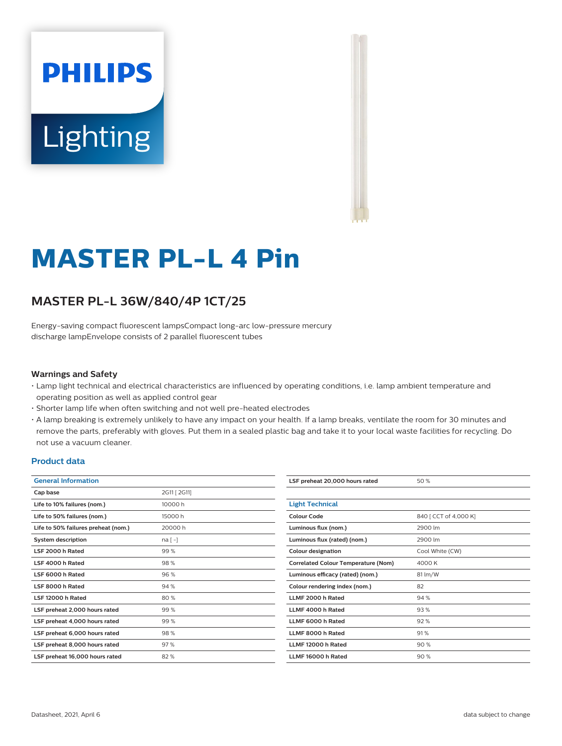# MASTER PL-L 4 Pin

## MASTER PL-L 36W/840/4P 1CT/25

Energy-saving compact fluorescent lampsCompact long-arc low-pressure mercury discharge lampEnvelope consists of 2 parallel fluorescent tubes

### Warnings and Safety

- Lamp light technical and electrical characteristics are influenced by operating conditions, i.e. lamp ambient temperature and operating position as well as applied control gear
- Shorter lamp life when often switching and not well pre-heated electrodes
- A lamp breaking is extremely unlikely to have any impact on your health. If a lamp breaks, ventilate the room for 30 minutes and remove the parts, preferably with gloves. Put them in a sealed plastic bag and take it to your local waste facilities for recycling. Do not use a vacuum cleaner.

### Product data

| General Information | |
|---|---|
| Cap base | 2G11 [ 2G11] |
| Life to 10% failures (nom.) | 10000 h |
| Life to 50% failures (nom.) | 15000 h |
| Life to 50% failures preheat (nom.) | 20000 h |
| System description | na [ -] |
| LSF 2000 h Rated | 99 % |
| LSF 4000 h Rated | 98 % |
| LSF 6000 h Rated | 96 % |
| LSF 8000 h Rated | 94 % |
| LSF 12000 h Rated | 80 % |
| LSF preheat 2,000 hours rated | 99 % |
| LSF preheat 4,000 hours rated | 99 % |
| LSF preheat 6,000 hours rated | 98 % |
| LSF preheat 8,000 hours rated | 97 % |
| LSF preheat 16,000 hours rated | 82 % |
| LSF preheat 20,000 hours rated | 50 % |

| Light Technical | |
|---|---|
| Colour Code | 840 [ CCT of 4,000 K] |
| Luminous flux (nom.) | 2900 lm |
| Luminous flux (rated) (nom.) | 2900 lm |
| Colour designation | Cool White (CW) |
| Correlated Colour Temperature (Nom) | 4000 K |
| Luminous efficacy (rated) (nom.) | 81 lm/W |
| Colour rendering index (nom.) | 82 |
| LLMF 2000 h Rated | 94 % |
| LLMF 4000 h Rated | 93 % |
| LLMF 6000 h Rated | 92 % |
| LLMF 8000 h Rated | 91 % |
| LLMF 12000 h Rated | 90 % |
| LLMF 16000 h Rated | 90 % |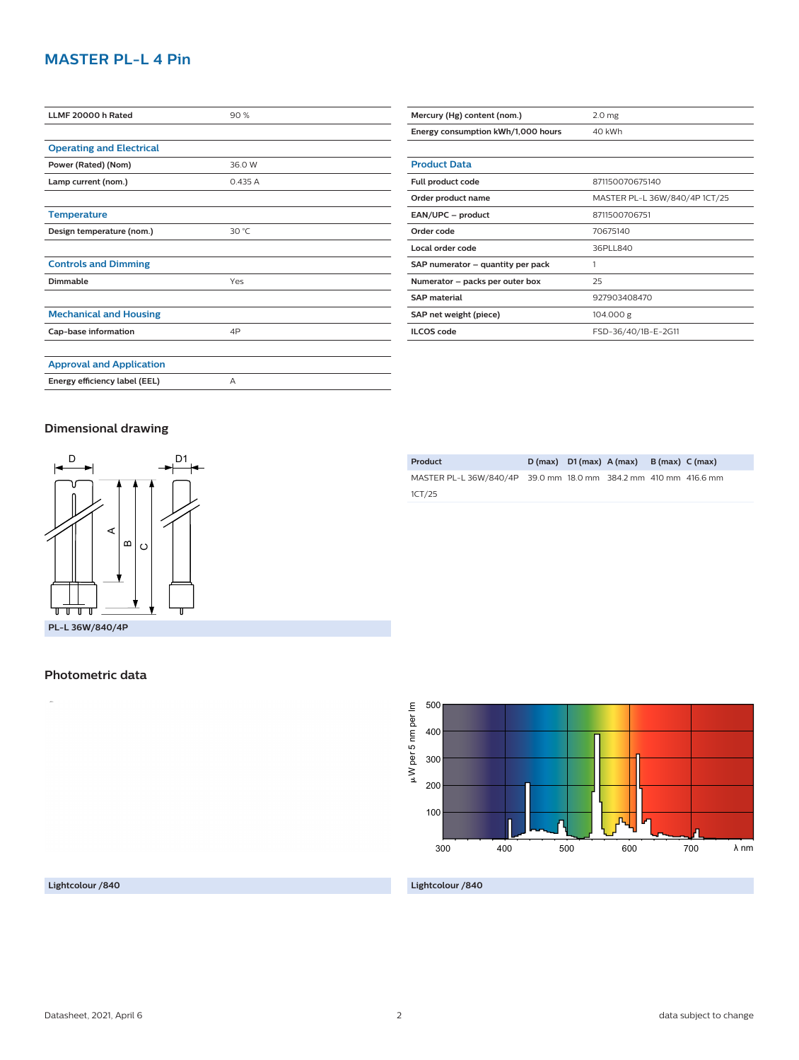# MASTER PL-L 4 Pin

| LLMF 20000 h Rated | 90 % |
|---|---|

### Operating and Electrical

| Power (Rated) (Nom) | 36.0 W |
|---|---|
| Lamp current (nom.) | 0.435 A |

### Temperature

| Design temperature (nom.) | 30 °C |
|---|---|

### Controls and Dimming

| Dimmable | Yes |
|---|---|

### Mechanical and Housing

| Cap-base information | 4P |
|---|---|

### Approval and Application

| Energy efficiency label (EEL) | A |
|---|---|

| Mercury (Hg) content (nom.) | 2.0 mg |
|---|---|
| Energy consumption kWh/1,000 hours | 40 kWh |

### Product Data

| Full product code | 871150070675140 |
|---|---|
| Order product name | MASTER PL-L 36W/840/4P 1CT/25 |
| EAN/UPC – product | 8711500706751 |
| Order code | 70675140 |
| Local order code | 36PLL840 |
| SAP numerator – quantity per pack | 1 |
| Numerator – packs per outer box | 25 |
| SAP material | 927903408470 |
| SAP net weight (piece) | 104.000 g |
| ILCOS code | FSD-36/40/1B-E-2G11 |

## Dimensional drawing

PL-L 36W/840/4P

| Product | D (max) | D1 (max) | A (max) | B (max) | C (max) |
|---|---|---|---|---|---|
| MASTER PL-L 36W/840/4P 1CT/25 | 39.0 mm | 18.0 mm | 384.2 mm | 410 mm | 416.6 mm |

## Photometric data

Lightcolour /840

Lightcolour /840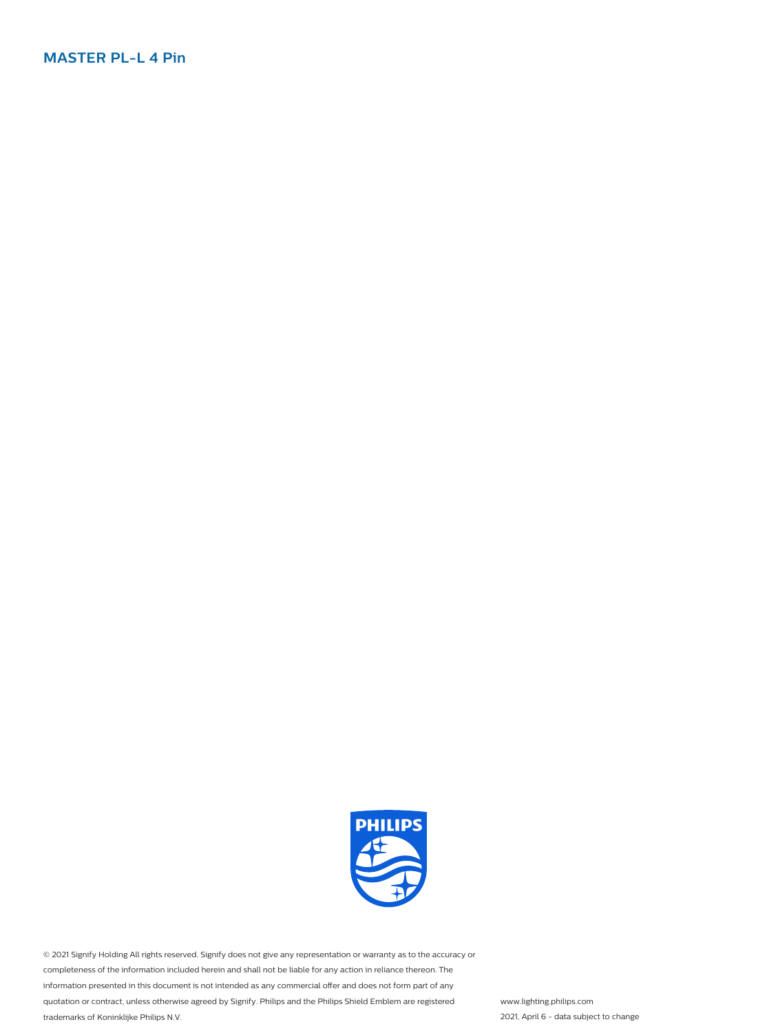© 2021 Signify Holding All rights reserved. Signify does not give any representation or warranty as to the accuracy or completeness of the information included herein and shall not be liable for any action in reliance thereon. The information presented in this document is not intended as any commercial offer and does not form part of any quotation or contract, unless otherwise agreed by Signify. Philips and the Philips Shield Emblem are registered trademarks of Koninklijke Philips N.V.

www.lighting.philips.com

2021, April 6 - data subject to change